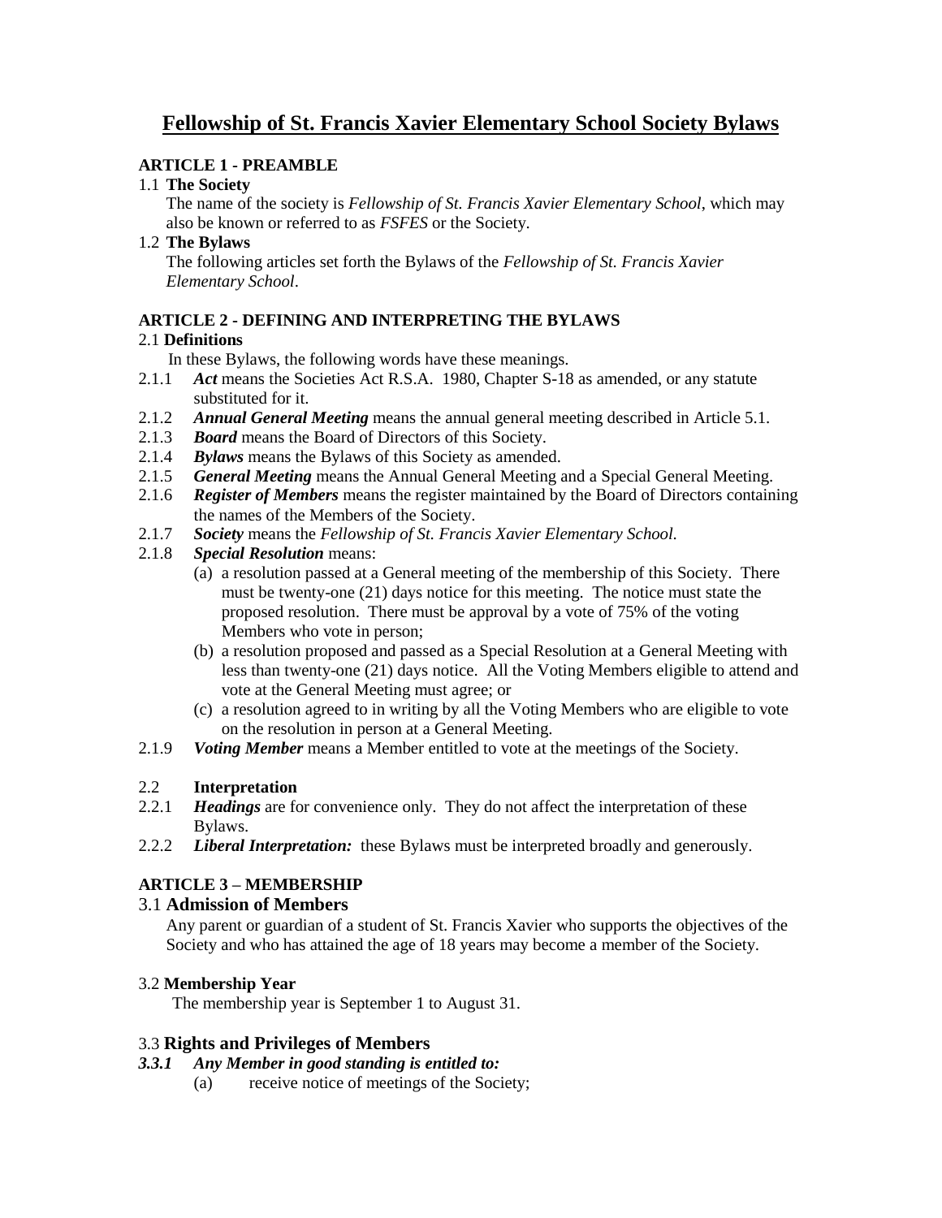# Fellowship of St. Francis Xavier Elementary School Society Bylaws

## ARTICLE 1 - PREAMBLE

1.1 **The Society**

The name of the society is *Fellowship of St. Francis Xavier Elementary School*, which may also be known or referred to as *FSFES* or the Society.

1.2 **The Bylaws**

The following articles set forth the Bylaws of the *Fellowship of St. Francis Xavier Elementary School*.

## ARTICLE 2 - DEFINING AND INTERPRETING THE BYLAWS

2.1 **Definitions**

In these Bylaws, the following words have these meanings.

2.1.1 ***Act*** means the Societies Act R.S.A. 1980, Chapter S-18 as amended, or any statute substituted for it.

2.1.2 ***Annual General Meeting*** means the annual general meeting described in Article 5.1.

2.1.3 ***Board*** means the Board of Directors of this Society.

2.1.4 ***Bylaws*** means the Bylaws of this Society as amended.

2.1.5 ***General Meeting*** means the Annual General Meeting and a Special General Meeting.

2.1.6 ***Register of Members*** means the register maintained by the Board of Directors containing the names of the Members of the Society.

2.1.7 ***Society*** means the *Fellowship of St. Francis Xavier Elementary School.*

2.1.8 ***Special Resolution*** means:

(a) a resolution passed at a General meeting of the membership of this Society. There must be twenty-one (21) days notice for this meeting. The notice must state the proposed resolution. There must be approval by a vote of 75% of the voting Members who vote in person;

(b) a resolution proposed and passed as a Special Resolution at a General Meeting with less than twenty-one (21) days notice. All the Voting Members eligible to attend and vote at the General Meeting must agree; or

(c) a resolution agreed to in writing by all the Voting Members who are eligible to vote on the resolution in person at a General Meeting.

2.1.9 ***Voting Member*** means a Member entitled to vote at the meetings of the Society.

2.2 **Interpretation**

2.2.1 ***Headings*** are for convenience only. They do not affect the interpretation of these Bylaws.

2.2.2 ***Liberal Interpretation:*** these Bylaws must be interpreted broadly and generously.

## ARTICLE 3 – MEMBERSHIP

### 3.1 Admission of Members

Any parent or guardian of a student of St. Francis Xavier who supports the objectives of the Society and who has attained the age of 18 years may become a member of the Society.

3.2 **Membership Year**

The membership year is September 1 to August 31.

### 3.3 Rights and Privileges of Members

***3.3.1 Any Member in good standing is entitled to:***

(a) receive notice of meetings of the Society;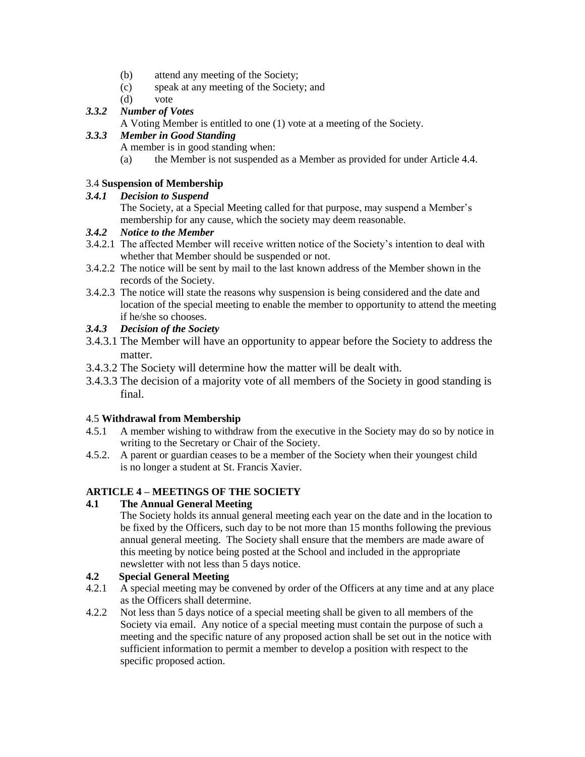(b) attend any meeting of the Society;
(c) speak at any meeting of the Society; and
(d) vote

***3.3.2 Number of Votes***

A Voting Member is entitled to one (1) vote at a meeting of the Society.

***3.3.3 Member in Good Standing***

A member is in good standing when:

(a) the Member is not suspended as a Member as provided for under Article 4.4.

3.4 **Suspension of Membership**

***3.4.1 Decision to Suspend***

The Society, at a Special Meeting called for that purpose, may suspend a Member's membership for any cause, which the society may deem reasonable.

***3.4.2 Notice to the Member***

3.4.2.1 The affected Member will receive written notice of the Society's intention to deal with whether that Member should be suspended or not.

3.4.2.2 The notice will be sent by mail to the last known address of the Member shown in the records of the Society.

3.4.2.3 The notice will state the reasons why suspension is being considered and the date and location of the special meeting to enable the member to opportunity to attend the meeting if he/she so chooses.

***3.4.3 Decision of the Society***

3.4.3.1 The Member will have an opportunity to appear before the Society to address the matter.

3.4.3.2 The Society will determine how the matter will be dealt with.

3.4.3.3 The decision of a majority vote of all members of the Society in good standing is final.

4.5 **Withdrawal from Membership**

4.5.1 A member wishing to withdraw from the executive in the Society may do so by notice in writing to the Secretary or Chair of the Society.

4.5.2. A parent or guardian ceases to be a member of the Society when their youngest child is no longer a student at St. Francis Xavier.

**ARTICLE 4 – MEETINGS OF THE SOCIETY**

**4.1 The Annual General Meeting**

The Society holds its annual general meeting each year on the date and in the location to be fixed by the Officers, such day to be not more than 15 months following the previous annual general meeting. The Society shall ensure that the members are made aware of this meeting by notice being posted at the School and included in the appropriate newsletter with not less than 5 days notice.

**4.2 Special General Meeting**

4.2.1 A special meeting may be convened by order of the Officers at any time and at any place as the Officers shall determine.

4.2.2 Not less than 5 days notice of a special meeting shall be given to all members of the Society via email. Any notice of a special meeting must contain the purpose of such a meeting and the specific nature of any proposed action shall be set out in the notice with sufficient information to permit a member to develop a position with respect to the specific proposed action.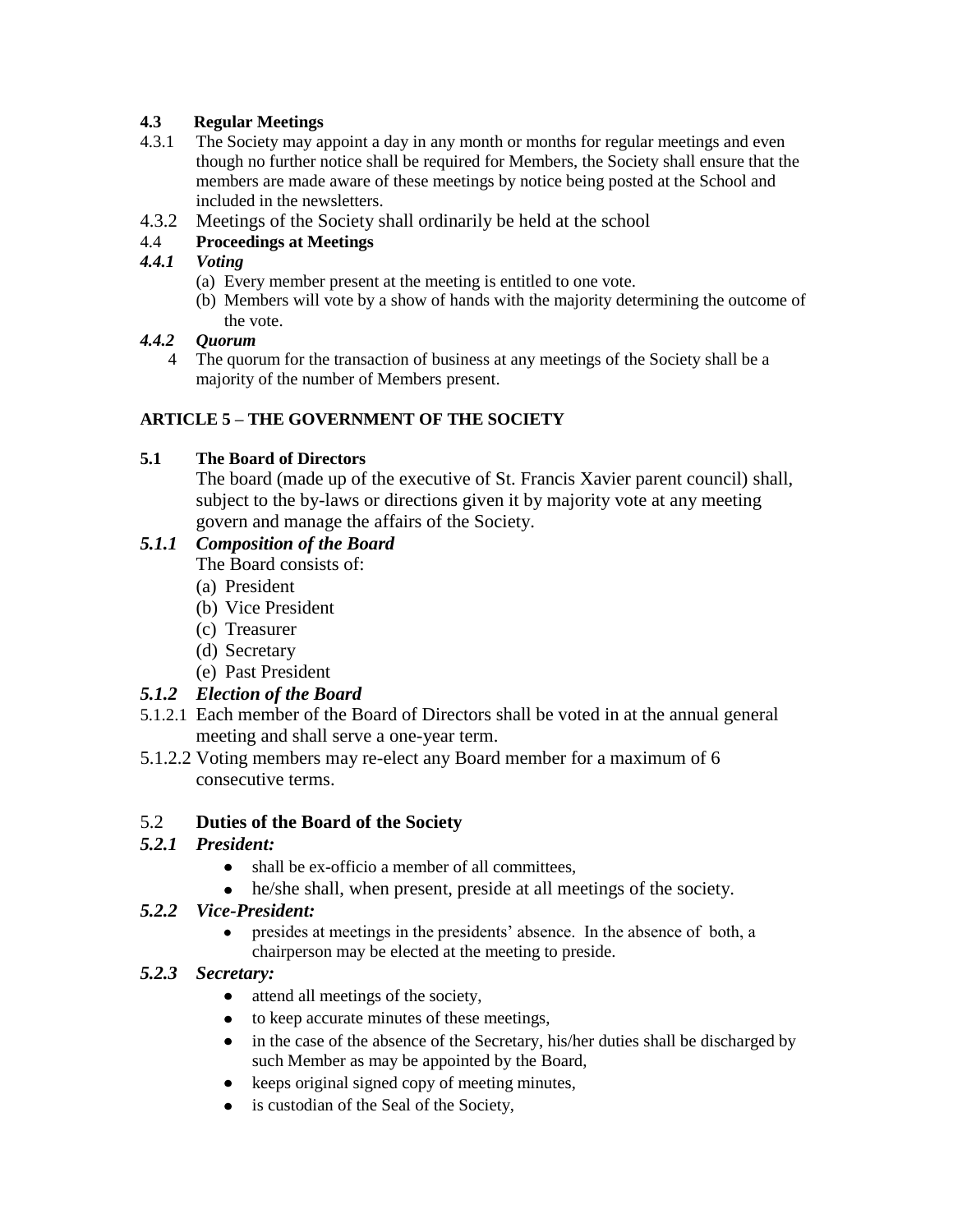### 4.3 Regular Meetings

4.3.1 The Society may appoint a day in any month or months for regular meetings and even though no further notice shall be required for Members, the Society shall ensure that the members are made aware of these meetings by notice being posted at the School and included in the newsletters.

4.3.2 Meetings of the Society shall ordinarily be held at the school

### 4.4 Proceedings at Meetings

#### *4.4.1 Voting*

(a) Every member present at the meeting is entitled to one vote.

(b) Members will vote by a show of hands with the majority determining the outcome of the vote.

#### *4.4.2 Quorum*

4 The quorum for the transaction of business at any meetings of the Society shall be a majority of the number of Members present.

## ARTICLE 5 – THE GOVERNMENT OF THE SOCIETY

### 5.1 The Board of Directors

The board (made up of the executive of St. Francis Xavier parent council) shall, subject to the by-laws or directions given it by majority vote at any meeting govern and manage the affairs of the Society.

#### *5.1.1 Composition of the Board*

The Board consists of:

(a) President
(b) Vice President
(c) Treasurer
(d) Secretary
(e) Past President

#### *5.1.2 Election of the Board*

5.1.2.1 Each member of the Board of Directors shall be voted in at the annual general meeting and shall serve a one-year term.

5.1.2.2 Voting members may re-elect any Board member for a maximum of 6 consecutive terms.

### 5.2 Duties of the Board of the Society

#### *5.2.1 President:*

- shall be ex-officio a member of all committees,
- he/she shall, when present, preside at all meetings of the society.

#### *5.2.2 Vice-President:*

- presides at meetings in the presidents' absence. In the absence of both, a chairperson may be elected at the meeting to preside.

#### *5.2.3 Secretary:*

- attend all meetings of the society,
- to keep accurate minutes of these meetings,
- in the case of the absence of the Secretary, his/her duties shall be discharged by such Member as may be appointed by the Board,
- keeps original signed copy of meeting minutes,
- is custodian of the Seal of the Society,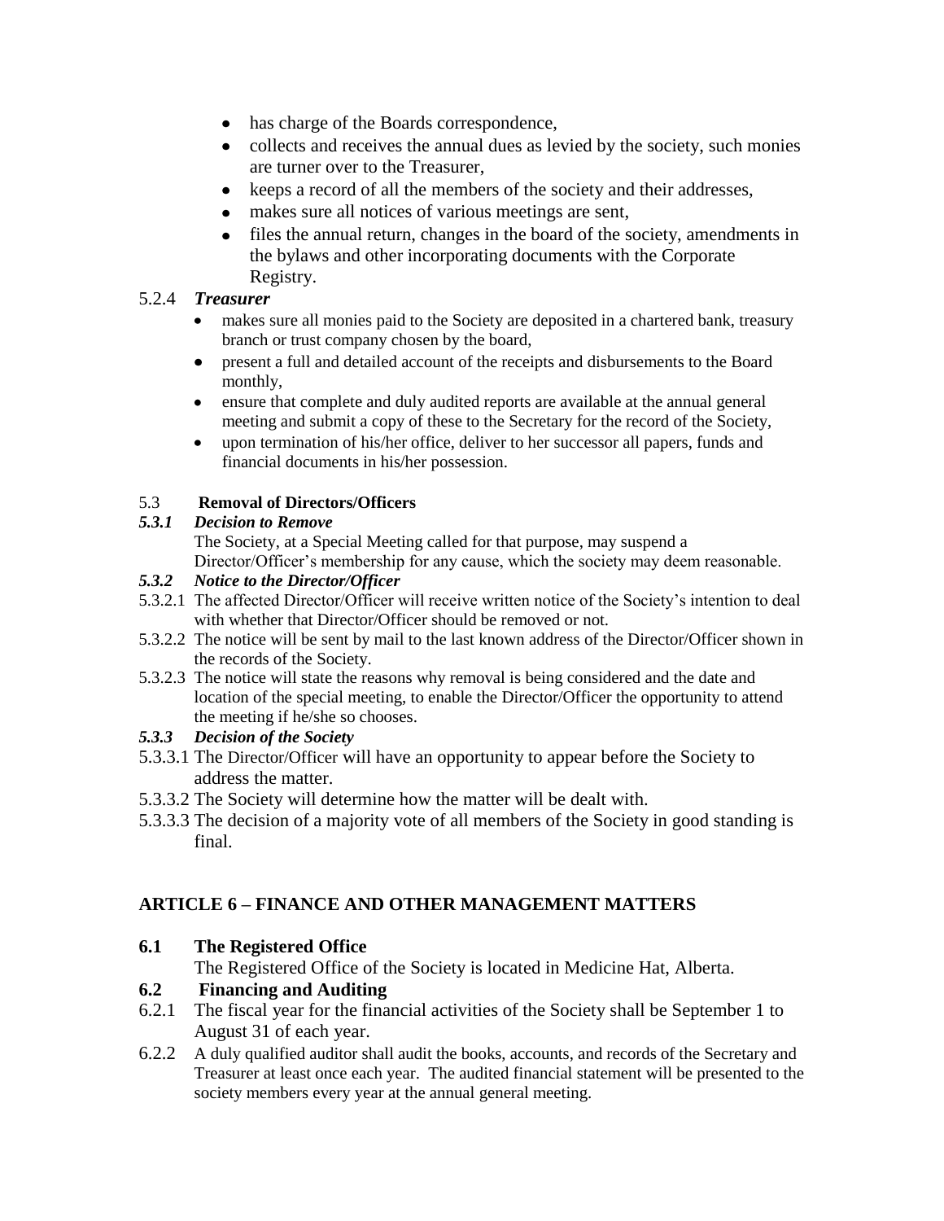- has charge of the Boards correspondence,
- collects and receives the annual dues as levied by the society, such monies are turner over to the Treasurer,
- keeps a record of all the members of the society and their addresses,
- makes sure all notices of various meetings are sent,
- files the annual return, changes in the board of the society, amendments in the bylaws and other incorporating documents with the Corporate Registry.

5.2.4 ***Treasurer***

- makes sure all monies paid to the Society are deposited in a chartered bank, treasury branch or trust company chosen by the board,
- present a full and detailed account of the receipts and disbursements to the Board monthly,
- ensure that complete and duly audited reports are available at the annual general meeting and submit a copy of these to the Secretary for the record of the Society,
- upon termination of his/her office, deliver to her successor all papers, funds and financial documents in his/her possession.

5.3 **Removal of Directors/Officers**

***5.3.1 Decision to Remove***

The Society, at a Special Meeting called for that purpose, may suspend a Director/Officer's membership for any cause, which the society may deem reasonable.

***5.3.2 Notice to the Director/Officer***

5.3.2.1 The affected Director/Officer will receive written notice of the Society's intention to deal with whether that Director/Officer should be removed or not.

5.3.2.2 The notice will be sent by mail to the last known address of the Director/Officer shown in the records of the Society.

5.3.2.3 The notice will state the reasons why removal is being considered and the date and location of the special meeting, to enable the Director/Officer the opportunity to attend the meeting if he/she so chooses.

***5.3.3 Decision of the Society***

5.3.3.1 The Director/Officer will have an opportunity to appear before the Society to address the matter.

5.3.3.2 The Society will determine how the matter will be dealt with.

5.3.3.3 The decision of a majority vote of all members of the Society in good standing is final.

## ARTICLE 6 – FINANCE AND OTHER MANAGEMENT MATTERS

### 6.1 The Registered Office

The Registered Office of the Society is located in Medicine Hat, Alberta.

### 6.2 Financing and Auditing

6.2.1 The fiscal year for the financial activities of the Society shall be September 1 to August 31 of each year.

6.2.2 A duly qualified auditor shall audit the books, accounts, and records of the Secretary and Treasurer at least once each year. The audited financial statement will be presented to the society members every year at the annual general meeting.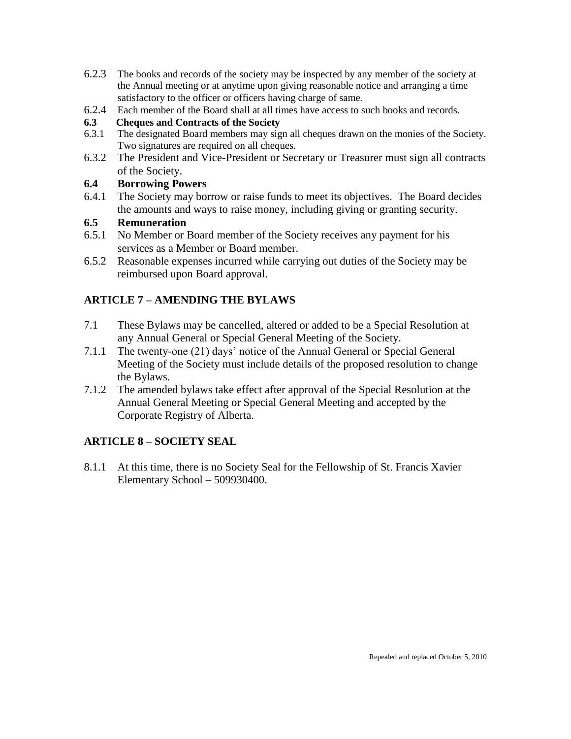6.2.3 The books and records of the society may be inspected by any member of the society at the Annual meeting or at anytime upon giving reasonable notice and arranging a time satisfactory to the officer or officers having charge of same.

6.2.4 Each member of the Board shall at all times have access to such books and records.

**6.3 Cheques and Contracts of the Society**

6.3.1 The designated Board members may sign all cheques drawn on the monies of the Society. Two signatures are required on all cheques.

6.3.2 The President and Vice-President or Secretary or Treasurer must sign all contracts of the Society.

**6.4 Borrowing Powers**

6.4.1 The Society may borrow or raise funds to meet its objectives. The Board decides the amounts and ways to raise money, including giving or granting security.

**6.5 Remuneration**

6.5.1 No Member or Board member of the Society receives any payment for his services as a Member or Board member.

6.5.2 Reasonable expenses incurred while carrying out duties of the Society may be reimbursed upon Board approval.

## ARTICLE 7 – AMENDING THE BYLAWS

7.1 These Bylaws may be cancelled, altered or added to be a Special Resolution at any Annual General or Special General Meeting of the Society.

7.1.1 The twenty-one (21) days' notice of the Annual General or Special General Meeting of the Society must include details of the proposed resolution to change the Bylaws.

7.1.2 The amended bylaws take effect after approval of the Special Resolution at the Annual General Meeting or Special General Meeting and accepted by the Corporate Registry of Alberta.

## ARTICLE 8 – SOCIETY SEAL

8.1.1 At this time, there is no Society Seal for the Fellowship of St. Francis Xavier Elementary School – 509930400.

Repealed and replaced October 5, 2010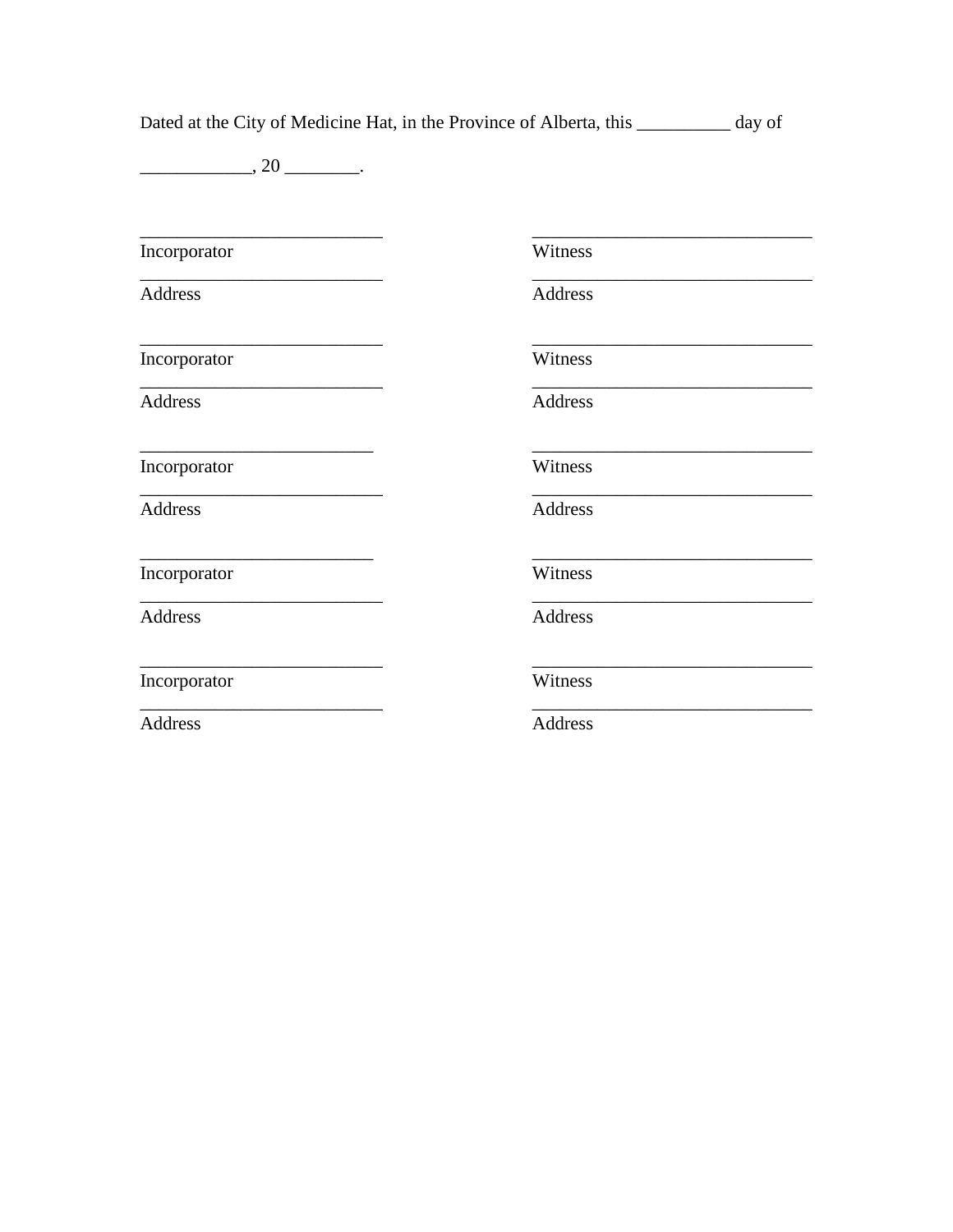Dated at the City of Medicine Hat, in the Province of Alberta, this __________ day of

____________, 20 ________.

| | |
|---|---|
| ___________________________ | _______________________________ |
| Incorporator | Witness |
| ___________________________ | _______________________________ |
| Address | Address |
| ___________________________ | _______________________________ |
| Incorporator | Witness |
| ___________________________ | _______________________________ |
| Address | Address |
| __________________________ | _______________________________ |
| Incorporator | Witness |
| ___________________________ | _______________________________ |
| Address | Address |
| __________________________ | _______________________________ |
| Incorporator | Witness |
| ___________________________ | _______________________________ |
| Address | Address |
| ___________________________ | _______________________________ |
| Incorporator | Witness |
| ___________________________ | _______________________________ |
| Address | Address |